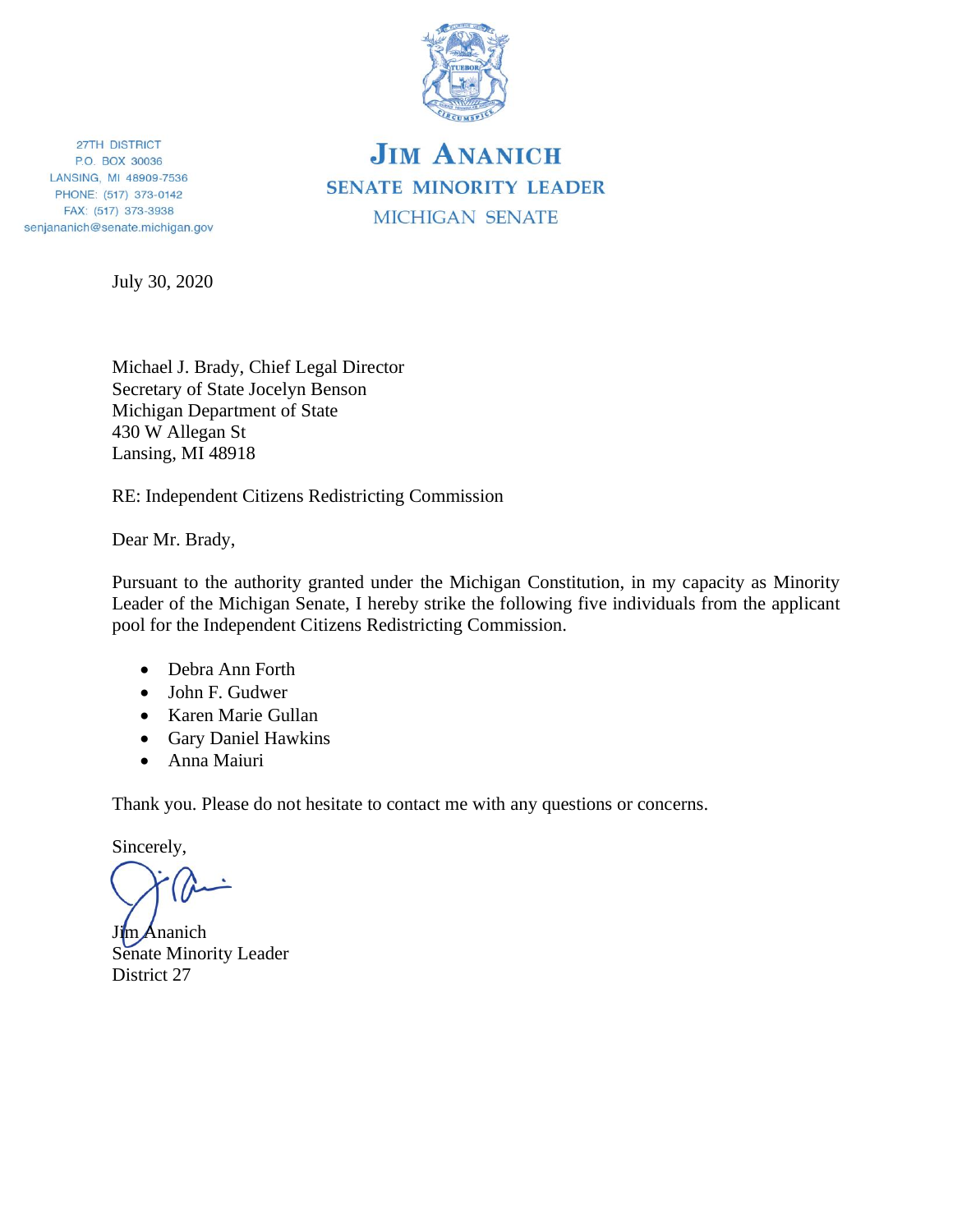27TH DISTRICT
P.O. BOX 30036
LANSING, MI 48909-7536
PHONE: (517) 373-0142
FAX: (517) 373-3938
senjananich@senate.michigan.gov

# JIM ANANICH
## SENATE MINORITY LEADER
MICHIGAN SENATE

July 30, 2020

Michael J. Brady, Chief Legal Director
Secretary of State Jocelyn Benson
Michigan Department of State
430 W Allegan St
Lansing, MI 48918

RE: Independent Citizens Redistricting Commission

Dear Mr. Brady,

Pursuant to the authority granted under the Michigan Constitution, in my capacity as Minority Leader of the Michigan Senate, I hereby strike the following five individuals from the applicant pool for the Independent Citizens Redistricting Commission.

- Debra Ann Forth
- John F. Gudwer
- Karen Marie Gullan
- Gary Daniel Hawkins
- Anna Maiuri

Thank you. Please do not hesitate to contact me with any questions or concerns.

Sincerely,

Jim Ananich
Senate Minority Leader
District 27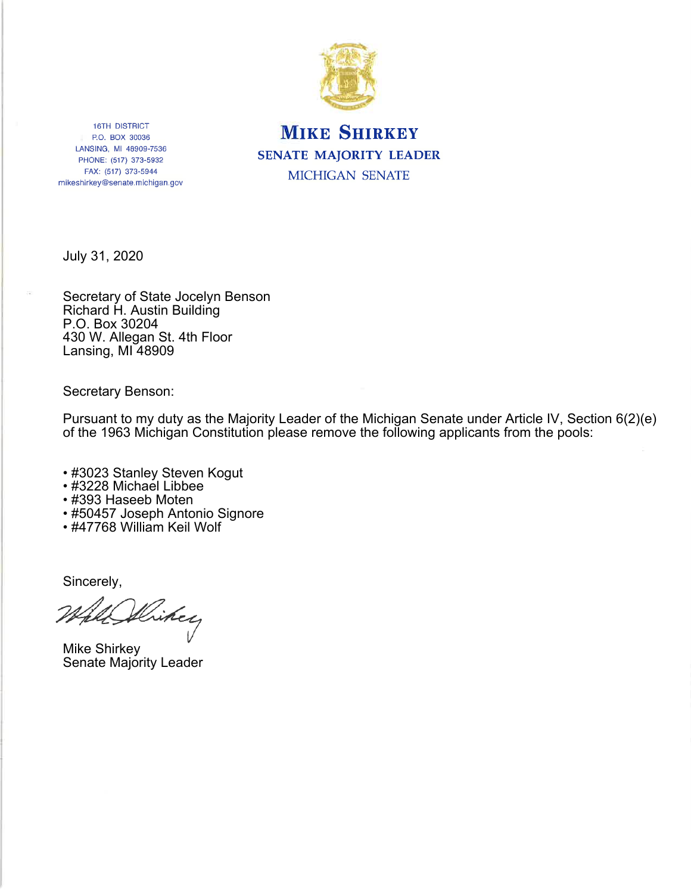16TH DISTRICT
P.O. BOX 30036
LANSING, MI 48909-7536
PHONE: (517) 373-5932
FAX: (517) 373-5944
mikeshirkey@senate.michigan.gov

# MIKE SHIRKEY

SENATE MAJORITY LEADER

MICHIGAN SENATE

July 31, 2020

Secretary of State Jocelyn Benson
Richard H. Austin Building
P.O. Box 30204
430 W. Allegan St. 4th Floor
Lansing, MI 48909

Secretary Benson:

Pursuant to my duty as the Majority Leader of the Michigan Senate under Article IV, Section 6(2)(e) of the 1963 Michigan Constitution please remove the following applicants from the pools:

- #3023 Stanley Steven Kogut
- #3228 Michael Libbee
- #393 Haseeb Moten
- #50457 Joseph Antonio Signore
- #47768 William Keil Wolf

Sincerely,

Mike Shirkey
Senate Majority Leader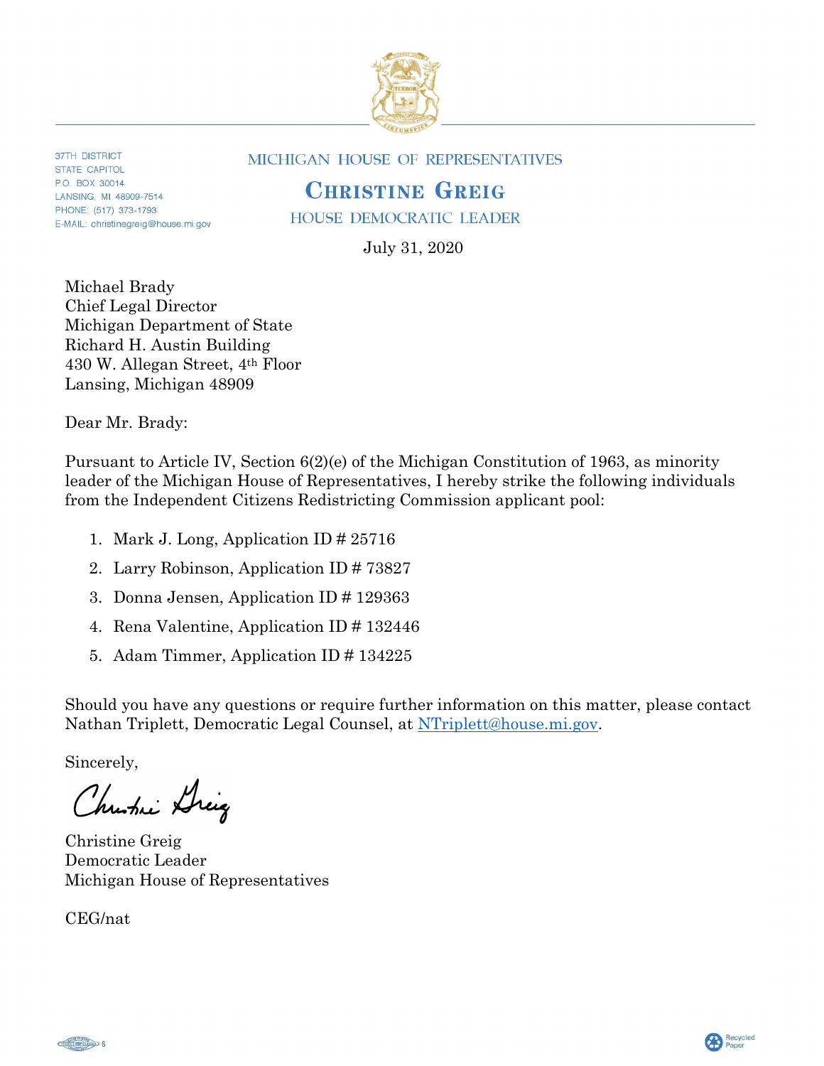37TH DISTRICT
STATE CAPITOL
P.O. BOX 30014
LANSING, MI 48909-7514
PHONE: (517) 373-1793
E-MAIL: christinegreig@house.mi.gov

MICHIGAN HOUSE OF REPRESENTATIVES

# CHRISTINE GREIG

HOUSE DEMOCRATIC LEADER

July 31, 2020

Michael Brady
Chief Legal Director
Michigan Department of State
Richard H. Austin Building
430 W. Allegan Street, 4th Floor
Lansing, Michigan 48909

Dear Mr. Brady:

Pursuant to Article IV, Section 6(2)(e) of the Michigan Constitution of 1963, as minority leader of the Michigan House of Representatives, I hereby strike the following individuals from the Independent Citizens Redistricting Commission applicant pool:

1. Mark J. Long, Application ID # 25716
2. Larry Robinson, Application ID # 73827
3. Donna Jensen, Application ID # 129363
4. Rena Valentine, Application ID # 132446
5. Adam Timmer, Application ID # 134225

Should you have any questions or require further information on this matter, please contact Nathan Triplett, Democratic Legal Counsel, at NTriplett@house.mi.gov.

Sincerely,

Christine Greig
Democratic Leader
Michigan House of Representatives

CEG/nat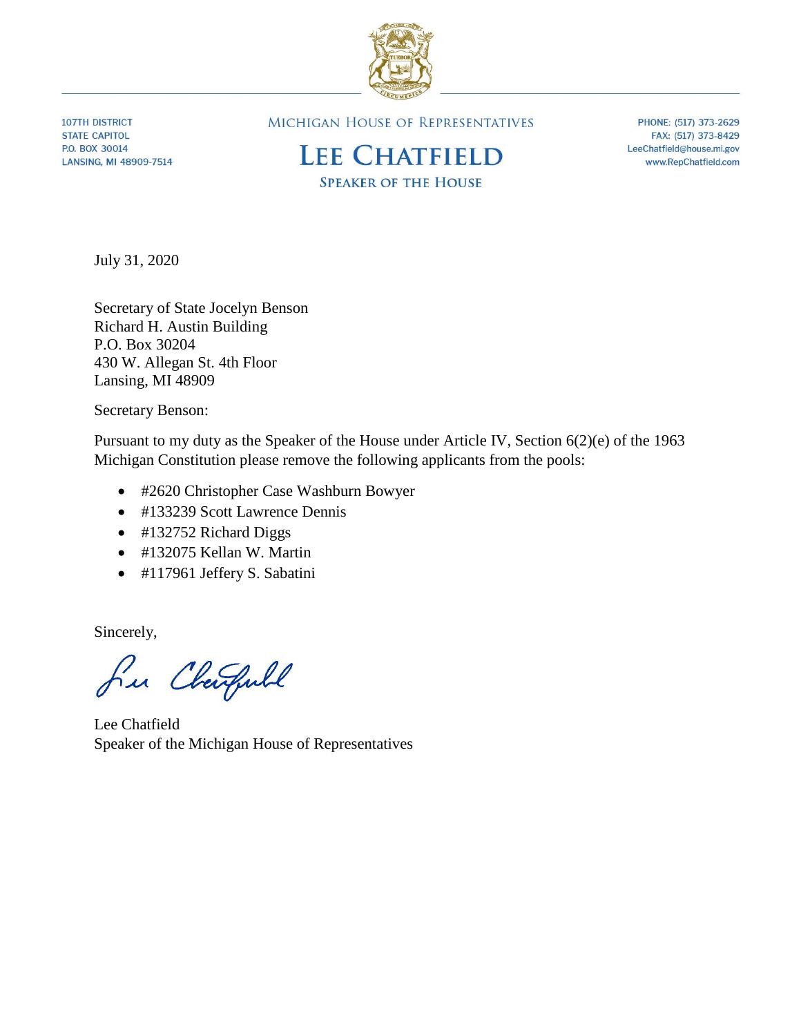107TH DISTRICT
STATE CAPITOL
P.O. BOX 30014
LANSING, MI 48909-7514

MICHIGAN HOUSE OF REPRESENTATIVES

# LEE CHATFIELD

SPEAKER OF THE HOUSE

PHONE: (517) 373-2629
FAX: (517) 373-8429
LeeChatfield@house.mi.gov
www.RepChatfield.com

July 31, 2020

Secretary of State Jocelyn Benson
Richard H. Austin Building
P.O. Box 30204
430 W. Allegan St. 4th Floor
Lansing, MI 48909

Secretary Benson:

Pursuant to my duty as the Speaker of the House under Article IV, Section 6(2)(e) of the 1963 Michigan Constitution please remove the following applicants from the pools:

- #2620 Christopher Case Washburn Bowyer
- #133239 Scott Lawrence Dennis
- #132752 Richard Diggs
- #132075 Kellan W. Martin
- #117961 Jeffery S. Sabatini

Sincerely,

Lee Chatfield

Lee Chatfield
Speaker of the Michigan House of Representatives